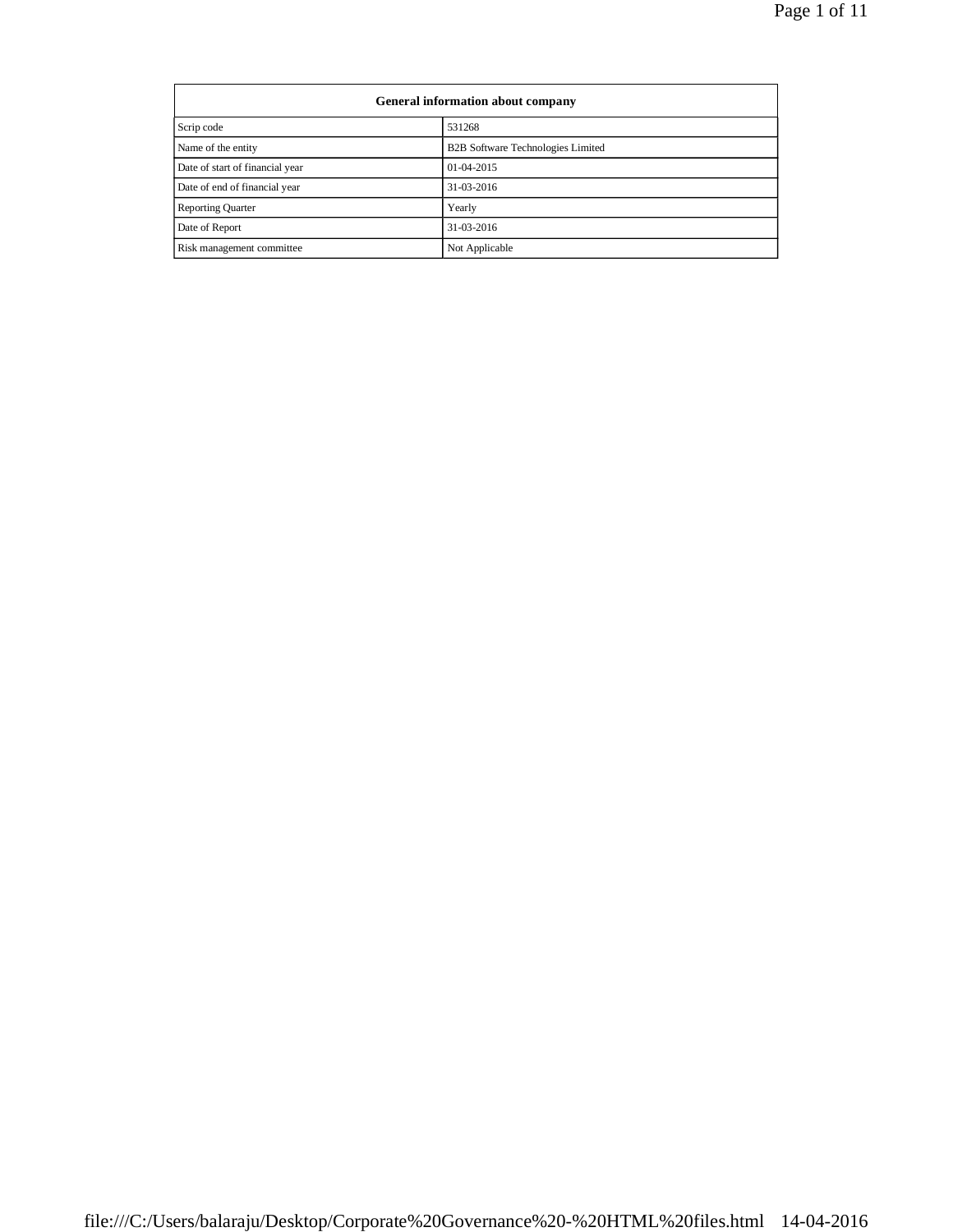| General information about company | |
|---|---|
| Scrip code | 531268 |
| Name of the entity | B2B Software Technologies Limited |
| Date of start of financial year | 01-04-2015 |
| Date of end of financial year | 31-03-2016 |
| Reporting Quarter | Yearly |
| Date of Report | 31-03-2016 |
| Risk management committee | Not Applicable |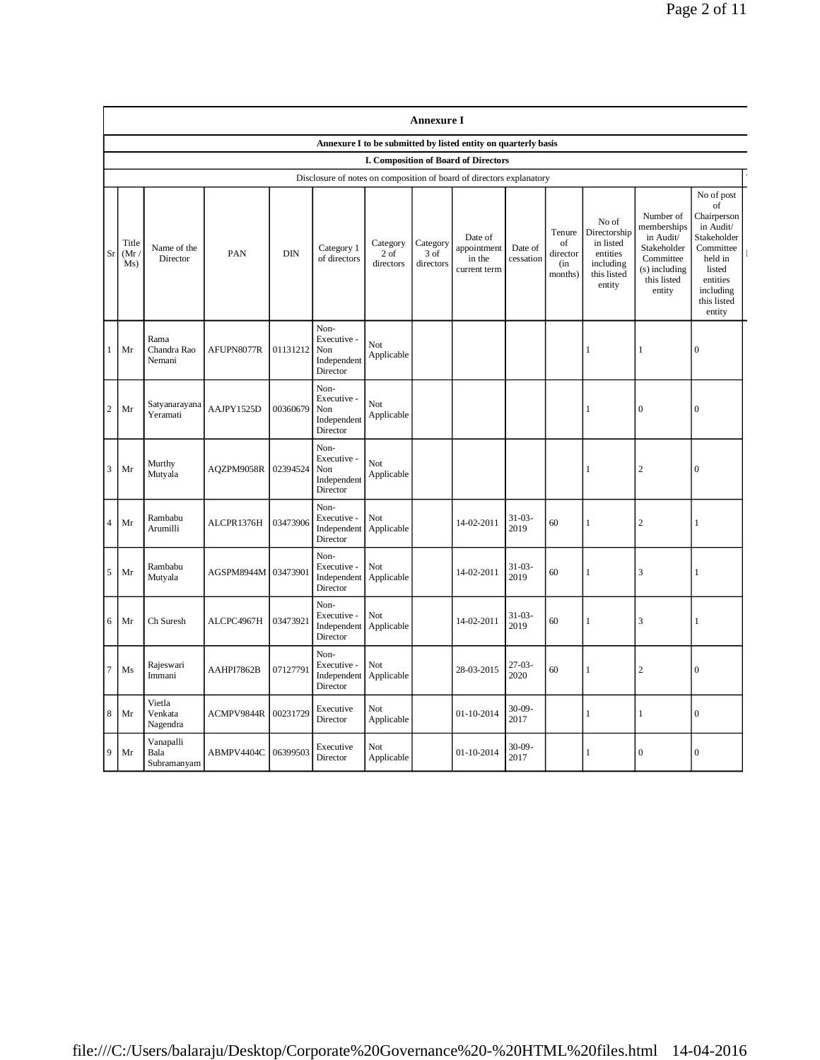# Annexure I

## Annexure I to be submitted by listed entity on quarterly basis

### I. Composition of Board of Directors

Disclosure of notes on composition of board of directors explanatory

| Sr | Title (Mr / Ms) | Name of the Director | PAN | DIN | Category 1 of directors | Category 2 of directors | Category 3 of directors | Date of appointment in the current term | Date of cessation | Tenure of director (in months) | No of Directorship in listed entities including this listed entity | Number of memberships in Audit/ Stakeholder Committee (s) including this listed entity | No of post of Chairperson in Audit/ Stakeholder Committee held in listed entities including this listed entity |
|---|---|---|---|---|---|---|---|---|---|---|---|---|---|
| 1 | Mr | Rama Chandra Rao Nemani | AFUPN8077R | 01131212 | Non-Executive - Non Independent Director | Not Applicable | | | | | 1 | 1 | 0 |
| 2 | Mr | Satyanarayana Yeramati | AAJPY1525D | 00360679 | Non-Executive - Non Independent Director | Not Applicable | | | | | 1 | 0 | 0 |
| 3 | Mr | Murthy Mutyala | AQZPM9058R | 02394524 | Non-Executive - Non Independent Director | Not Applicable | | | | | 1 | 2 | 0 |
| 4 | Mr | Rambabu Arumilli | ALCPR1376H | 03473906 | Non-Executive - Independent Director | Not Applicable | | 14-02-2011 | 31-03-2019 | 60 | 1 | 2 | 1 |
| 5 | Mr | Rambabu Mutyala | AGSPM8944M | 03473901 | Non-Executive - Independent Director | Not Applicable | | 14-02-2011 | 31-03-2019 | 60 | 1 | 3 | 1 |
| 6 | Mr | Ch Suresh | ALCPC4967H | 03473921 | Non-Executive - Independent Director | Not Applicable | | 14-02-2011 | 31-03-2019 | 60 | 1 | 3 | 1 |
| 7 | Ms | Rajeswari Immani | AAHPI7862B | 07127791 | Non-Executive - Independent Director | Not Applicable | | 28-03-2015 | 27-03-2020 | 60 | 1 | 2 | 0 |
| 8 | Mr | Vietla Venkata Nagendra | ACMPV9844R | 00231729 | Executive Director | Not Applicable | | 01-10-2014 | 30-09-2017 | | 1 | 1 | 0 |
| 9 | Mr | Vanapalli Bala Subramanyam | ABMPV4404C | 06399503 | Executive Director | Not Applicable | | 01-10-2014 | 30-09-2017 | | 1 | 0 | 0 |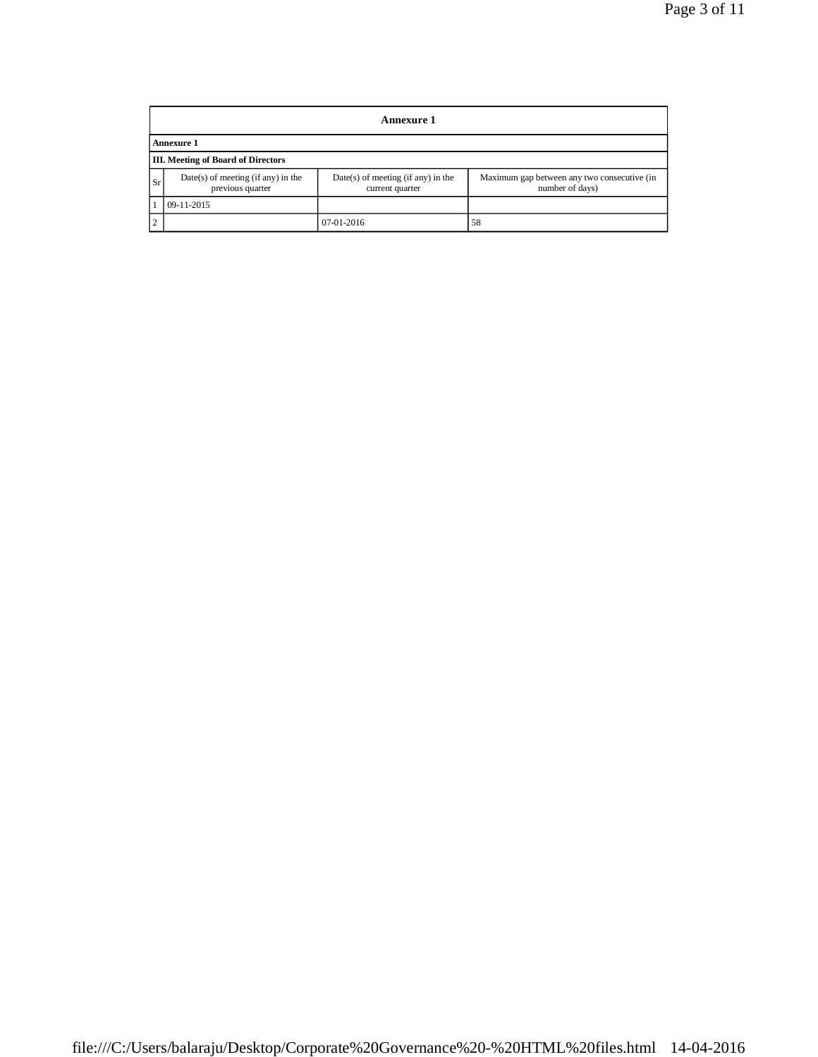## Annexure 1

**Annexure 1**

**III. Meeting of Board of Directors**

| Sr | Date(s) of meeting (if any) in the previous quarter | Date(s) of meeting (if any) in the current quarter | Maximum gap between any two consecutive (in number of days) |
|---|---|---|---|
| 1 | 09-11-2015 | | |
| 2 | | 07-01-2016 | 58 |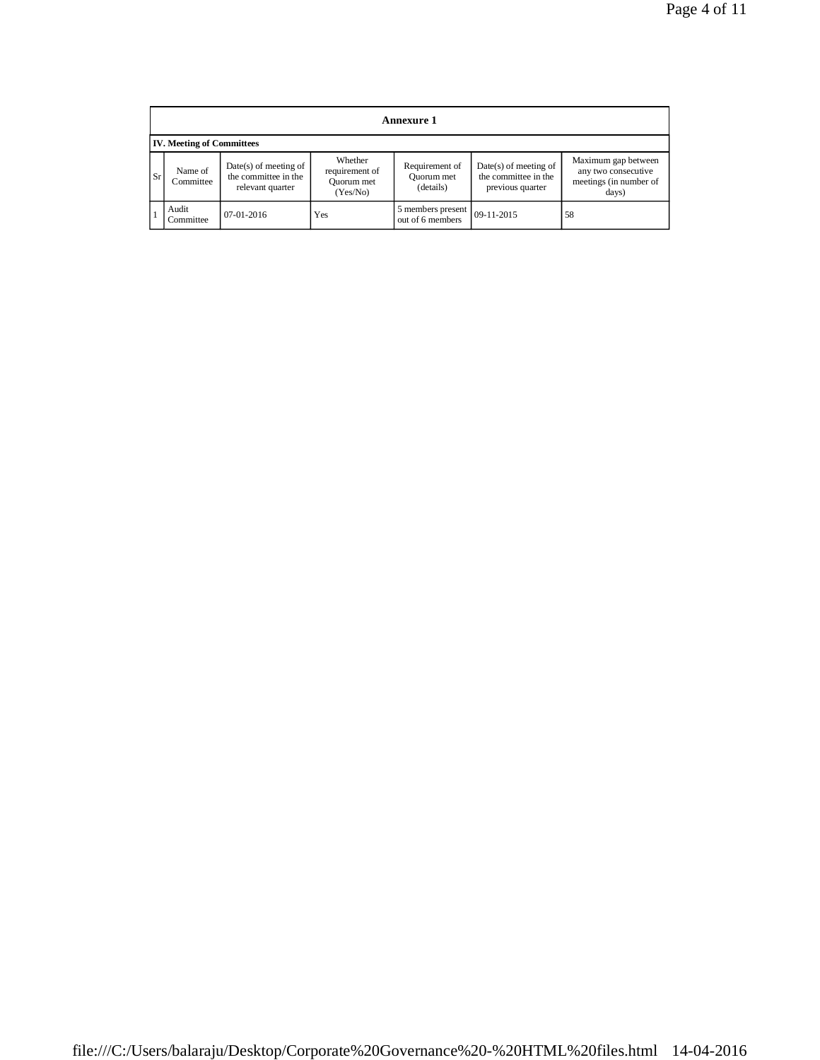**Annexure 1**

**IV. Meeting of Committees**

| Sr | Name of Committee | Date(s) of meeting of the committee in the relevant quarter | Whether requirement of Quorum met (Yes/No) | Requirement of Quorum met (details) | Date(s) of meeting of the committee in the previous quarter | Maximum gap between any two consecutive meetings (in number of days) |
|---|---|---|---|---|---|---|
| 1 | Audit Committee | 07-01-2016 | Yes | 5 members present out of 6 members | 09-11-2015 | 58 |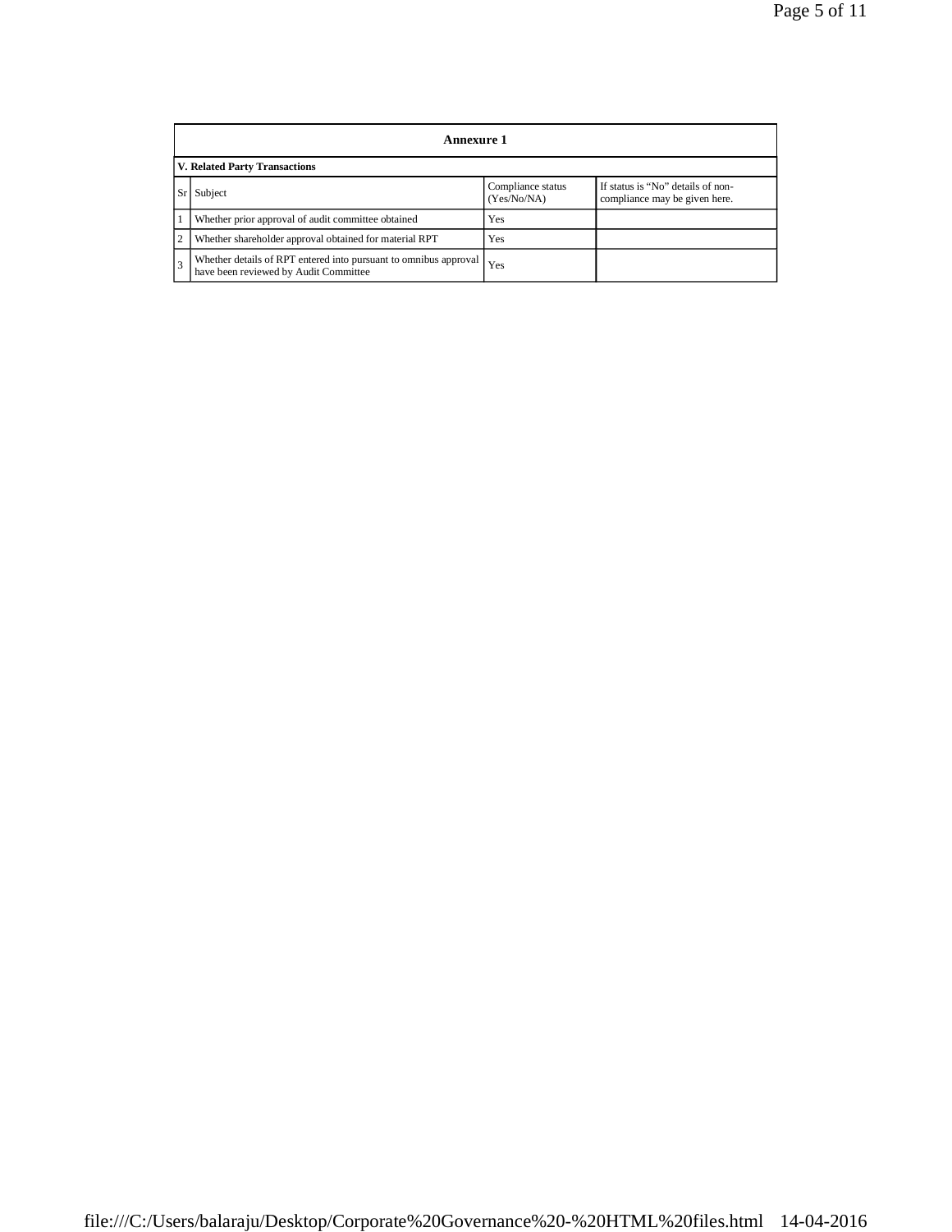## Annexure 1

### V. Related Party Transactions

| Sr | Subject | Compliance status (Yes/No/NA) | If status is "No" details of non-compliance may be given here. |
|---|---|---|---|
| 1 | Whether prior approval of audit committee obtained | Yes | |
| 2 | Whether shareholder approval obtained for material RPT | Yes | |
| 3 | Whether details of RPT entered into pursuant to omnibus approval have been reviewed by Audit Committee | Yes | |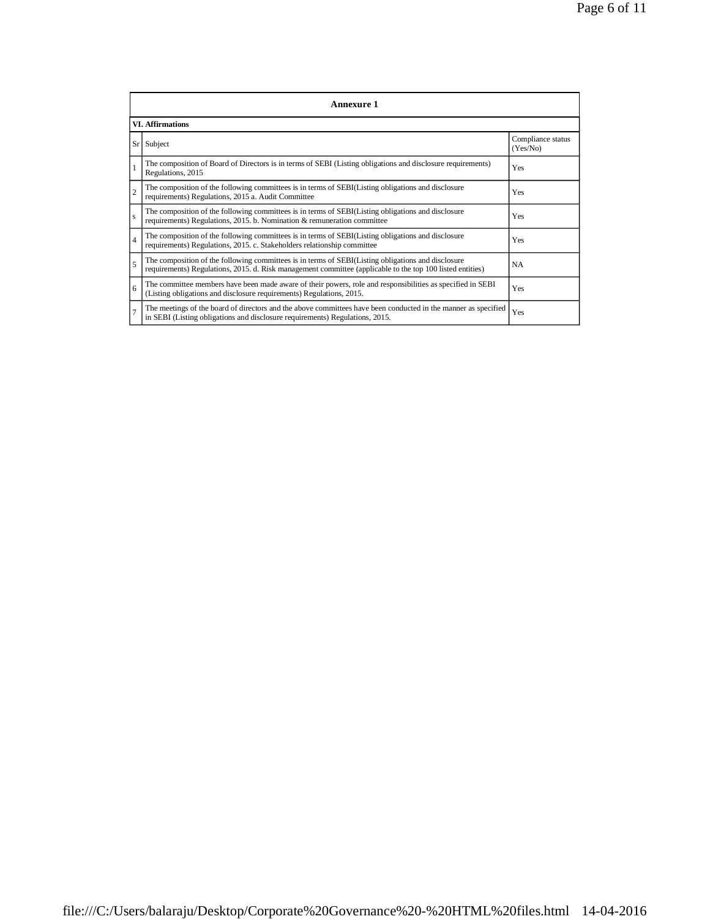| Annexure 1 | | |
|---|---|---|
| **VI. Affirmations** | | |
| Sr | Subject | Compliance status (Yes/No) |
| 1 | The composition of Board of Directors is in terms of SEBI (Listing obligations and disclosure requirements) Regulations, 2015 | Yes |
| 2 | The composition of the following committees is in terms of SEBI(Listing obligations and disclosure requirements) Regulations, 2015 a. Audit Committee | Yes |
| s | The composition of the following committees is in terms of SEBI(Listing obligations and disclosure requirements) Regulations, 2015. b. Nomination & remuneration committee | Yes |
| 4 | The composition of the following committees is in terms of SEBI(Listing obligations and disclosure requirements) Regulations, 2015. c. Stakeholders relationship committee | Yes |
| 5 | The composition of the following committees is in terms of SEBI(Listing obligations and disclosure requirements) Regulations, 2015. d. Risk management committee (applicable to the top 100 listed entities) | NA |
| 6 | The committee members have been made aware of their powers, role and responsibilities as specified in SEBI (Listing obligations and disclosure requirements) Regulations, 2015. | Yes |
| 7 | The meetings of the board of directors and the above committees have been conducted in the manner as specified in SEBI (Listing obligations and disclosure requirements) Regulations, 2015. | Yes |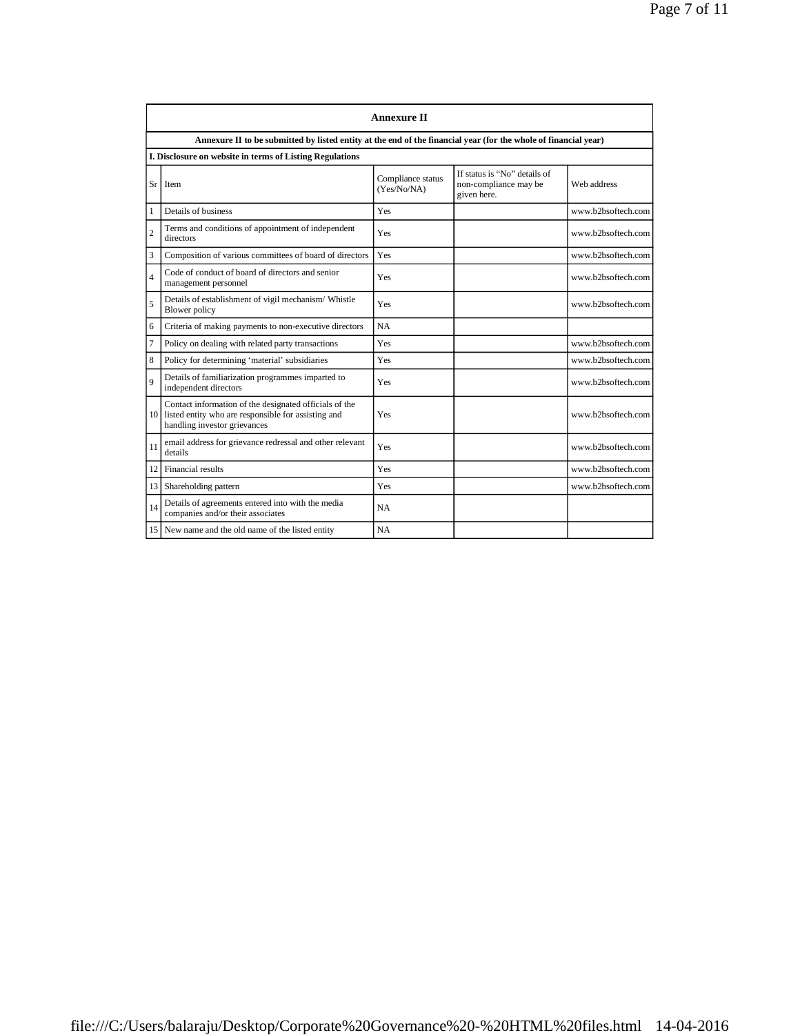## Annexure II

**Annexure II to be submitted by listed entity at the end of the financial year (for the whole of financial year)**

**I. Disclosure on website in terms of Listing Regulations**

| Sr | Item | Compliance status (Yes/No/NA) | If status is "No" details of non-compliance may be given here. | Web address |
|---|---|---|---|---|
| 1 | Details of business | Yes | | www.b2bsoftech.com |
| 2 | Terms and conditions of appointment of independent directors | Yes | | www.b2bsoftech.com |
| 3 | Composition of various committees of board of directors | Yes | | www.b2bsoftech.com |
| 4 | Code of conduct of board of directors and senior management personnel | Yes | | www.b2bsoftech.com |
| 5 | Details of establishment of vigil mechanism/ Whistle Blower policy | Yes | | www.b2bsoftech.com |
| 6 | Criteria of making payments to non-executive directors | NA | | |
| 7 | Policy on dealing with related party transactions | Yes | | www.b2bsoftech.com |
| 8 | Policy for determining 'material' subsidiaries | Yes | | www.b2bsoftech.com |
| 9 | Details of familiarization programmes imparted to independent directors | Yes | | www.b2bsoftech.com |
| 10 | Contact information of the designated officials of the listed entity who are responsible for assisting and handling investor grievances | Yes | | www.b2bsoftech.com |
| 11 | email address for grievance redressal and other relevant details | Yes | | www.b2bsoftech.com |
| 12 | Financial results | Yes | | www.b2bsoftech.com |
| 13 | Shareholding pattern | Yes | | www.b2bsoftech.com |
| 14 | Details of agreements entered into with the media companies and/or their associates | NA | | |
| 15 | New name and the old name of the listed entity | NA | | |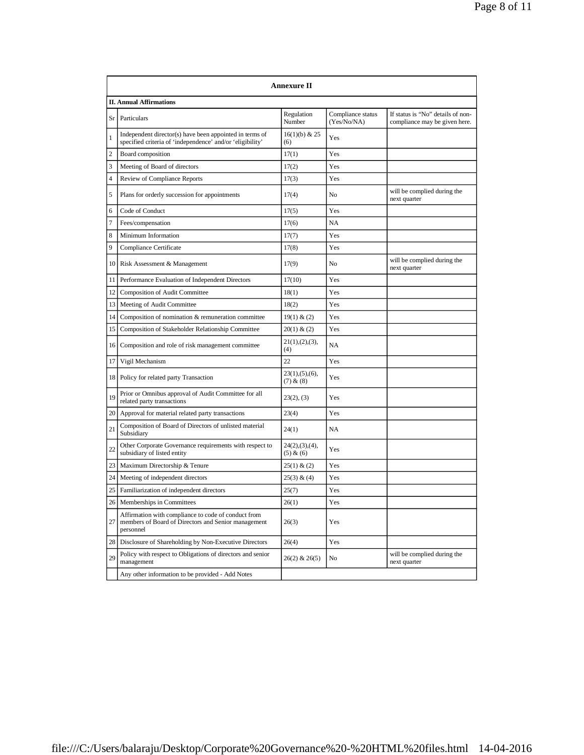| Annexure II | | | | |
|---|---|---|---|---|
| **II. Annual Affirmations** | | | | |
| Sr | Particulars | Regulation Number | Compliance status (Yes/No/NA) | If status is "No" details of non-compliance may be given here. |
| 1 | Independent director(s) have been appointed in terms of specified criteria of 'independence' and/or 'eligibility' | 16(1)(b) & 25 (6) | Yes | |
| 2 | Board composition | 17(1) | Yes | |
| 3 | Meeting of Board of directors | 17(2) | Yes | |
| 4 | Review of Compliance Reports | 17(3) | Yes | |
| 5 | Plans for orderly succession for appointments | 17(4) | No | will be complied during the next quarter |
| 6 | Code of Conduct | 17(5) | Yes | |
| 7 | Fees/compensation | 17(6) | NA | |
| 8 | Minimum Information | 17(7) | Yes | |
| 9 | Compliance Certificate | 17(8) | Yes | |
| 10 | Risk Assessment & Management | 17(9) | No | will be complied during the next quarter |
| 11 | Performance Evaluation of Independent Directors | 17(10) | Yes | |
| 12 | Composition of Audit Committee | 18(1) | Yes | |
| 13 | Meeting of Audit Committee | 18(2) | Yes | |
| 14 | Composition of nomination & remuneration committee | 19(1) & (2) | Yes | |
| 15 | Composition of Stakeholder Relationship Committee | 20(1) & (2) | Yes | |
| 16 | Composition and role of risk management committee | 21(1),(2),(3),(4) | NA | |
| 17 | Vigil Mechanism | 22 | Yes | |
| 18 | Policy for related party Transaction | 23(1),(5),(6),(7) & (8) | Yes | |
| 19 | Prior or Omnibus approval of Audit Committee for all related party transactions | 23(2), (3) | Yes | |
| 20 | Approval for material related party transactions | 23(4) | Yes | |
| 21 | Composition of Board of Directors of unlisted material Subsidiary | 24(1) | NA | |
| 22 | Other Corporate Governance requirements with respect to subsidiary of listed entity | 24(2),(3),(4),(5) & (6) | Yes | |
| 23 | Maximum Directorship & Tenure | 25(1) & (2) | Yes | |
| 24 | Meeting of independent directors | 25(3) & (4) | Yes | |
| 25 | Familiarization of independent directors | 25(7) | Yes | |
| 26 | Memberships in Committees | 26(1) | Yes | |
| 27 | Affirmation with compliance to code of conduct from members of Board of Directors and Senior management personnel | 26(3) | Yes | |
| 28 | Disclosure of Shareholding by Non-Executive Directors | 26(4) | Yes | |
| 29 | Policy with respect to Obligations of directors and senior management | 26(2) & 26(5) | No | will be complied during the next quarter |
| | Any other information to be provided - Add Notes | | | |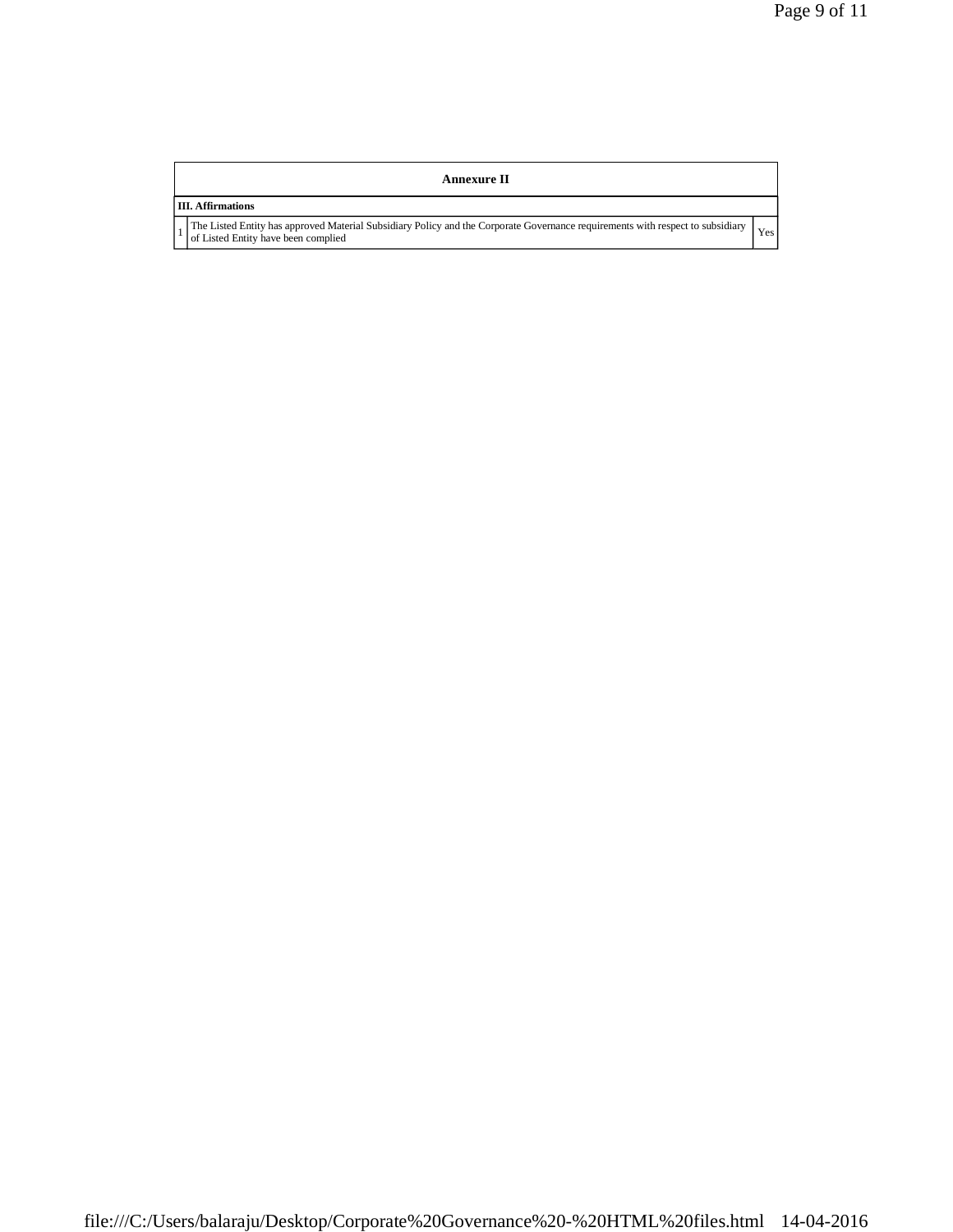| Annexure II | | |
|---|---|---|
| **III. Affirmations** | | |
| 1 | The Listed Entity has approved Material Subsidiary Policy and the Corporate Governance requirements with respect to subsidiary of Listed Entity have been complied | Yes |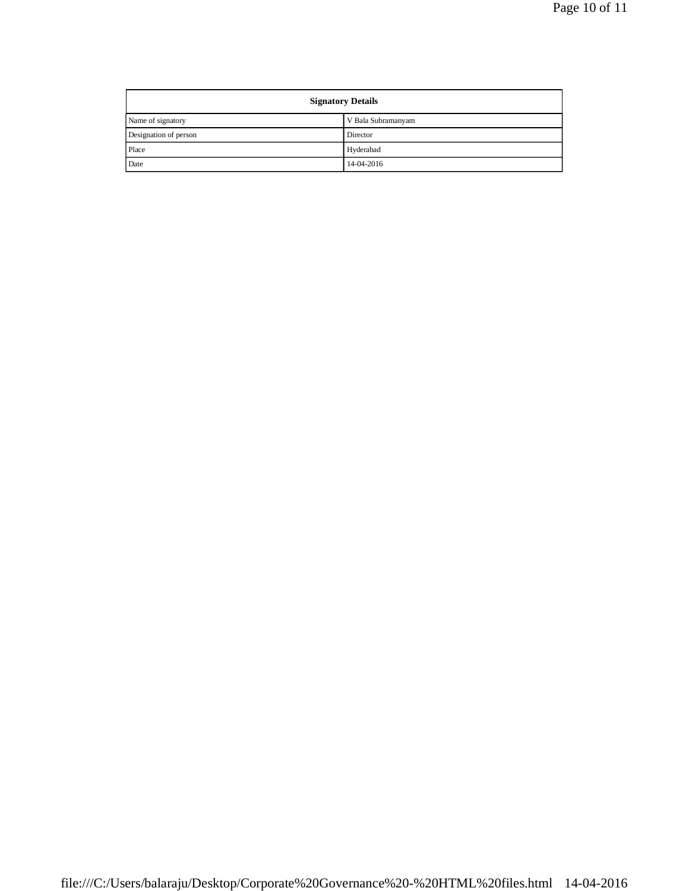| Signatory Details | |
|---|---|
| Name of signatory | V Bala Subramanyam |
| Designation of person | Director |
| Place | Hyderabad |
| Date | 14-04-2016 |